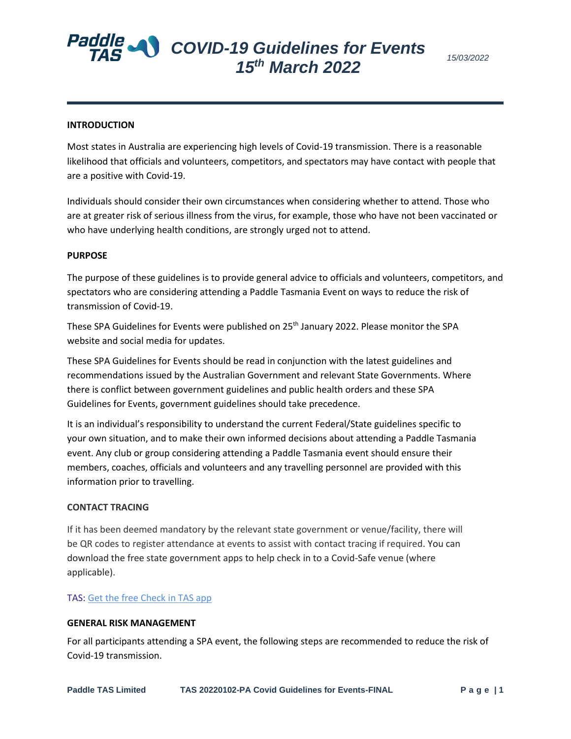# COVID-19 Guidelines for Events 15th March 2022

15/03/2022

## INTRODUCTION

Most states in Australia are experiencing high levels of Covid-19 transmission. There is a reasonable likelihood that officials and volunteers, competitors, and spectators may have contact with people that are a positive with Covid-19.

Individuals should consider their own circumstances when considering whether to attend. Those who are at greater risk of serious illness from the virus, for example, those who have not been vaccinated or who have underlying health conditions, are strongly urged not to attend.

## PURPOSE

The purpose of these guidelines is to provide general advice to officials and volunteers, competitors, and spectators who are considering attending a Paddle Tasmania Event on ways to reduce the risk of transmission of Covid-19.

These SPA Guidelines for Events were published on 25th January 2022. Please monitor the SPA website and social media for updates.

These SPA Guidelines for Events should be read in conjunction with the latest guidelines and recommendations issued by the Australian Government and relevant State Governments. Where there is conflict between government guidelines and public health orders and these SPA Guidelines for Events, government guidelines should take precedence.

It is an individual's responsibility to understand the current Federal/State guidelines specific to your own situation, and to make their own informed decisions about attending a Paddle Tasmania event. Any club or group considering attending a Paddle Tasmania event should ensure their members, coaches, officials and volunteers and any travelling personnel are provided with this information prior to travelling.

## CONTACT TRACING

If it has been deemed mandatory by the relevant state government or venue/facility, there will be QR codes to register attendance at events to assist with contact tracing if required. You can download the free state government apps to help check in to a Covid-Safe venue (where applicable).

TAS: Get the free Check in TAS app

## GENERAL RISK MANAGEMENT

For all participants attending a SPA event, the following steps are recommended to reduce the risk of Covid-19 transmission.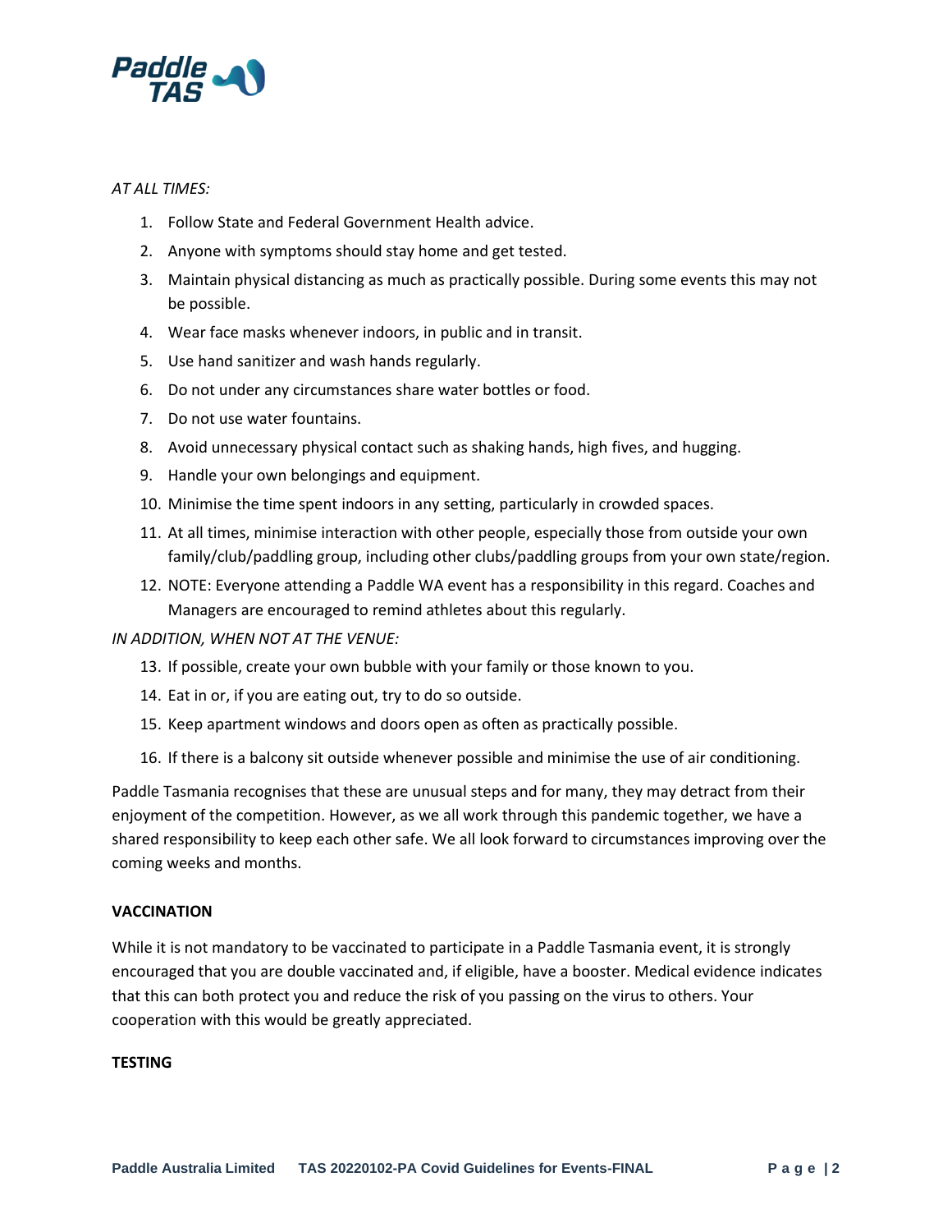*AT ALL TIMES:*

1. Follow State and Federal Government Health advice.
2. Anyone with symptoms should stay home and get tested.
3. Maintain physical distancing as much as practically possible. During some events this may not be possible.
4. Wear face masks whenever indoors, in public and in transit.
5. Use hand sanitizer and wash hands regularly.
6. Do not under any circumstances share water bottles or food.
7. Do not use water fountains.
8. Avoid unnecessary physical contact such as shaking hands, high fives, and hugging.
9. Handle your own belongings and equipment.
10. Minimise the time spent indoors in any setting, particularly in crowded spaces.
11. At all times, minimise interaction with other people, especially those from outside your own family/club/paddling group, including other clubs/paddling groups from your own state/region.
12. NOTE: Everyone attending a Paddle WA event has a responsibility in this regard. Coaches and Managers are encouraged to remind athletes about this regularly.

*IN ADDITION, WHEN NOT AT THE VENUE:*

13. If possible, create your own bubble with your family or those known to you.
14. Eat in or, if you are eating out, try to do so outside.
15. Keep apartment windows and doors open as often as practically possible.
16. If there is a balcony sit outside whenever possible and minimise the use of air conditioning.

Paddle Tasmania recognises that these are unusual steps and for many, they may detract from their enjoyment of the competition. However, as we all work through this pandemic together, we have a shared responsibility to keep each other safe. We all look forward to circumstances improving over the coming weeks and months.

**VACCINATION**

While it is not mandatory to be vaccinated to participate in a Paddle Tasmania event, it is strongly encouraged that you are double vaccinated and, if eligible, have a booster. Medical evidence indicates that this can both protect you and reduce the risk of you passing on the virus to others. Your cooperation with this would be greatly appreciated.

**TESTING**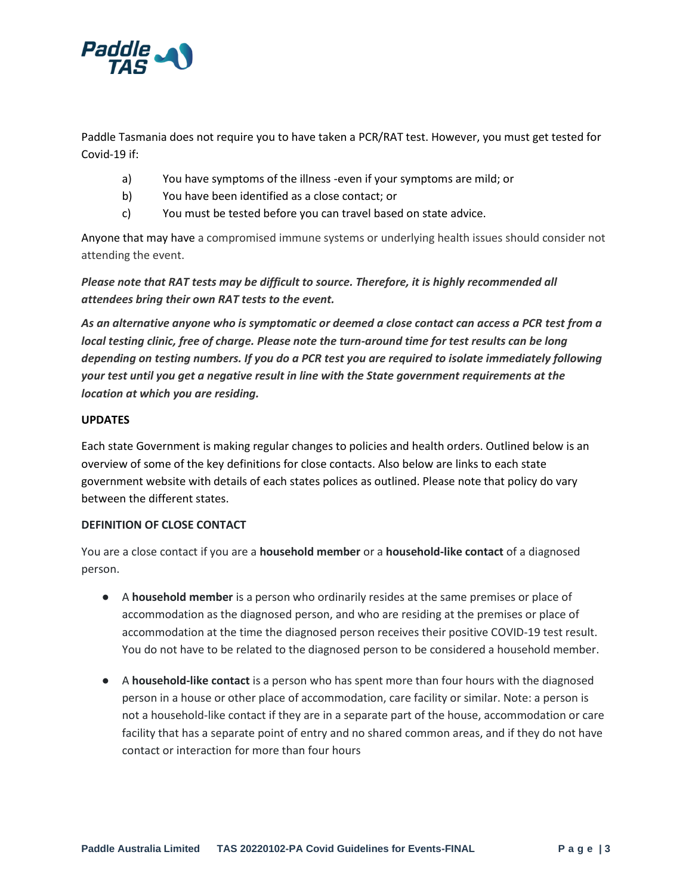Paddle Tasmania does not require you to have taken a PCR/RAT test. However, you must get tested for Covid-19 if:

a) You have symptoms of the illness -even if your symptoms are mild; or

b) You have been identified as a close contact; or

c) You must be tested before you can travel based on state advice.

Anyone that may have a compromised immune systems or underlying health issues should consider not attending the event.

***Please note that RAT tests may be difficult to source. Therefore, it is highly recommended all attendees bring their own RAT tests to the event.***

***As an alternative anyone who is symptomatic or deemed a close contact can access a PCR test from a local testing clinic, free of charge. Please note the turn-around time for test results can be long depending on testing numbers. If you do a PCR test you are required to isolate immediately following your test until you get a negative result in line with the State government requirements at the location at which you are residing.***

**UPDATES**

Each state Government is making regular changes to policies and health orders. Outlined below is an overview of some of the key definitions for close contacts. Also below are links to each state government website with details of each states polices as outlined. Please note that policy do vary between the different states.

**DEFINITION OF CLOSE CONTACT**

You are a close contact if you are a **household member** or a **household-like contact** of a diagnosed person.

- A **household member** is a person who ordinarily resides at the same premises or place of accommodation as the diagnosed person, and who are residing at the premises or place of accommodation at the time the diagnosed person receives their positive COVID-19 test result. You do not have to be related to the diagnosed person to be considered a household member.

- A **household-like contact** is a person who has spent more than four hours with the diagnosed person in a house or other place of accommodation, care facility or similar. Note: a person is not a household-like contact if they are in a separate part of the house, accommodation or care facility that has a separate point of entry and no shared common areas, and if they do not have contact or interaction for more than four hours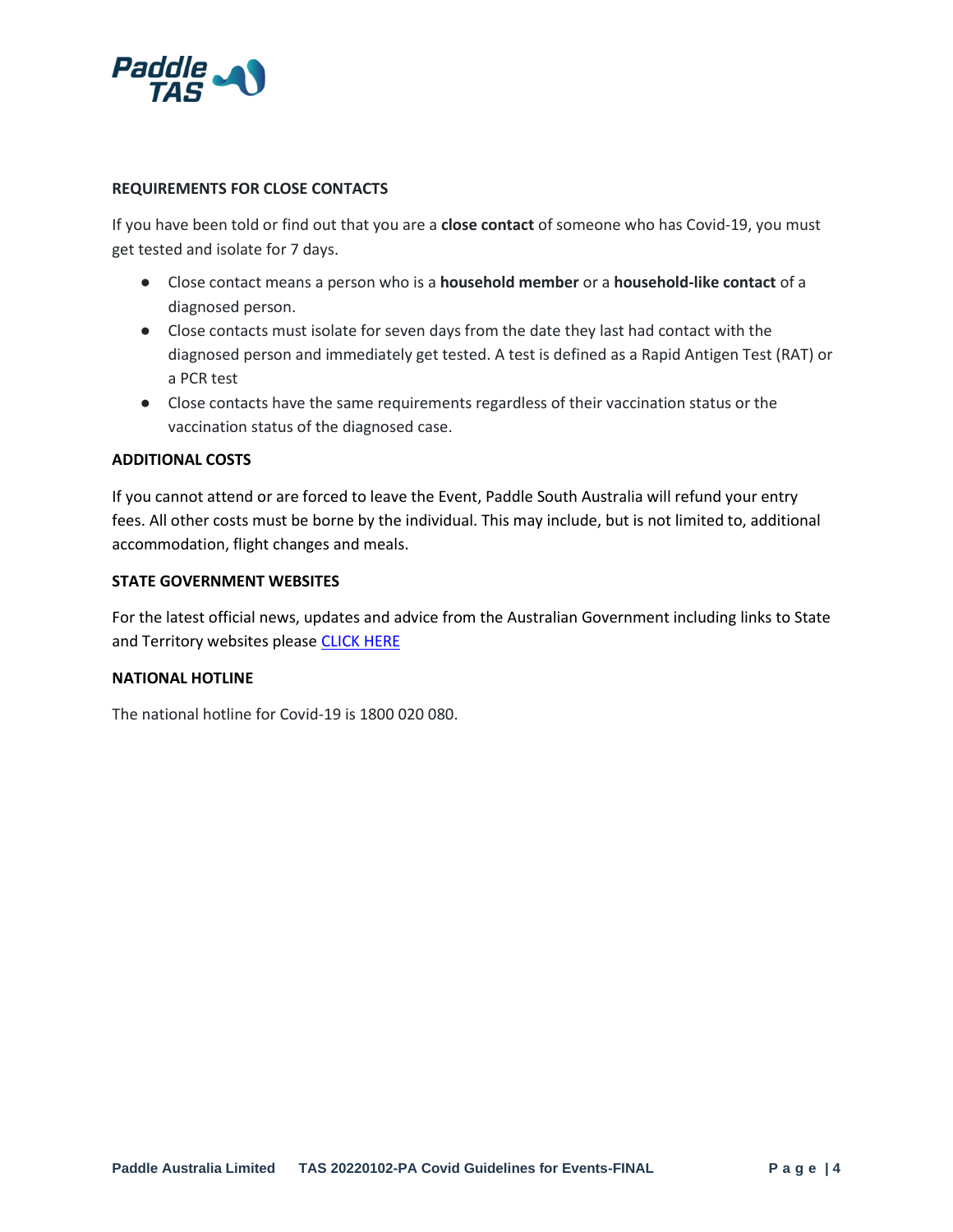**REQUIREMENTS FOR CLOSE CONTACTS**

If you have been told or find out that you are a **close contact** of someone who has Covid-19, you must get tested and isolate for 7 days.

- Close contact means a person who is a **household member** or a **household-like contact** of a diagnosed person.
- Close contacts must isolate for seven days from the date they last had contact with the diagnosed person and immediately get tested. A test is defined as a Rapid Antigen Test (RAT) or a PCR test
- Close contacts have the same requirements regardless of their vaccination status or the vaccination status of the diagnosed case.

**ADDITIONAL COSTS**

If you cannot attend or are forced to leave the Event, Paddle South Australia will refund your entry fees. All other costs must be borne by the individual. This may include, but is not limited to, additional accommodation, flight changes and meals.

**STATE GOVERNMENT WEBSITES**

For the latest official news, updates and advice from the Australian Government including links to State and Territory websites please CLICK HERE

**NATIONAL HOTLINE**

The national hotline for Covid-19 is 1800 020 080.